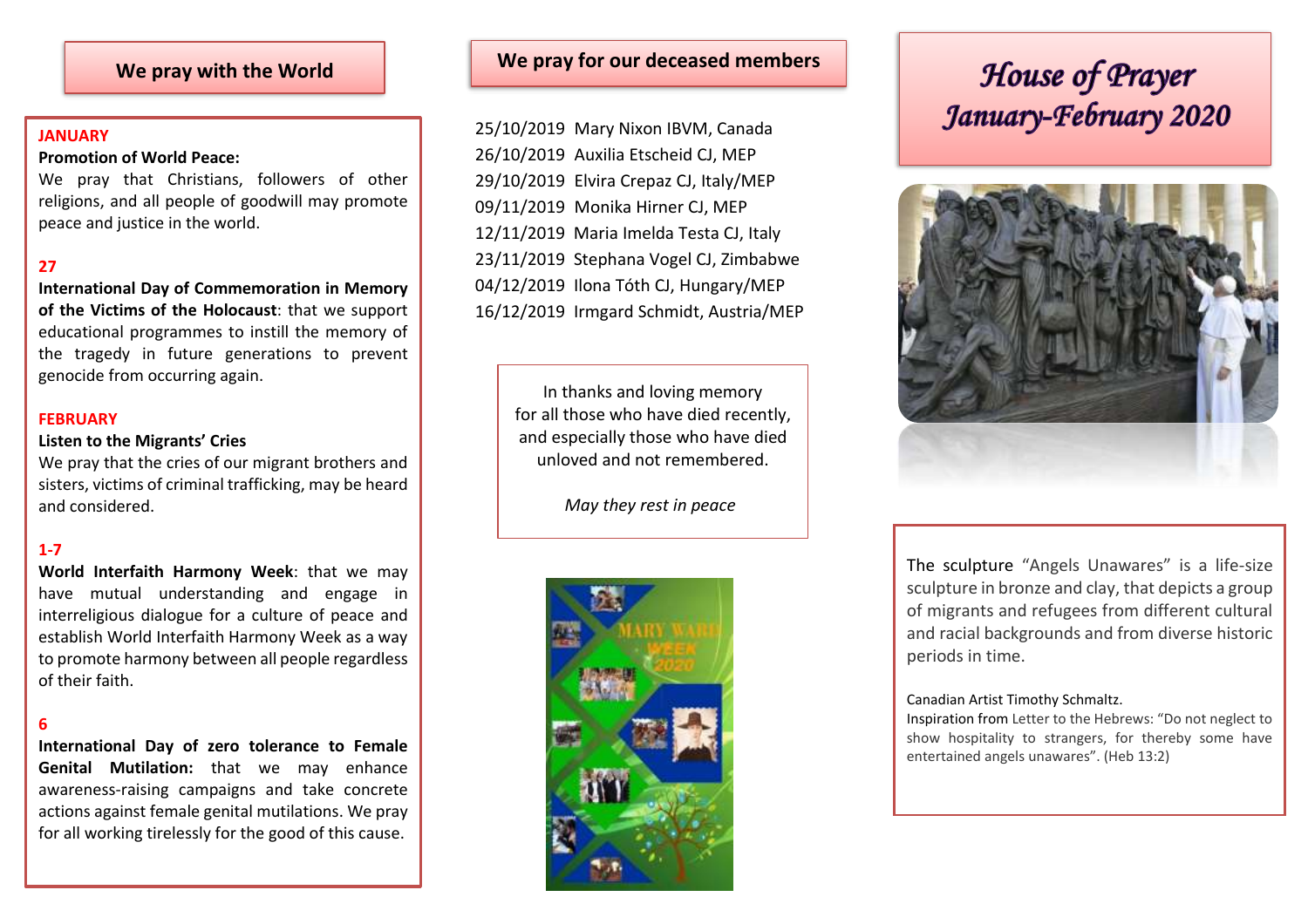## We pray with the World

**JANUARY**

**Promotion of World Peace:**
We pray that Christians, followers of other religions, and all people of goodwill may promote peace and justice in the world.

**27**

**International Day of Commemoration in Memory of the Victims of the Holocaust**: that we support educational programmes to instill the memory of the tragedy in future generations to prevent genocide from occurring again.

**FEBRUARY**

**Listen to the Migrants' Cries**
We pray that the cries of our migrant brothers and sisters, victims of criminal trafficking, may be heard and considered.

**1-7**

**World Interfaith Harmony Week**: that we may have mutual understanding and engage in interreligious dialogue for a culture of peace and establish World Interfaith Harmony Week as a way to promote harmony between all people regardless of their faith.

**6**

**International Day of zero tolerance to Female Genital Mutilation:** that we may enhance awareness-raising campaigns and take concrete actions against female genital mutilations. We pray for all working tirelessly for the good of this cause.

## We pray for our deceased members

25/10/2019 Mary Nixon IBVM, Canada
26/10/2019 Auxilia Etscheid CJ, MEP
29/10/2019 Elvira Crepaz CJ, Italy/MEP
09/11/2019 Monika Hirner CJ, MEP
12/11/2019 Maria Imelda Testa CJ, Italy
23/11/2019 Stephana Vogel CJ, Zimbabwe
04/12/2019 Ilona Tóth CJ, Hungary/MEP
16/12/2019 Irmgard Schmidt, Austria/MEP

In thanks and loving memory
for all those who have died recently,
and especially those who have died
unloved and not remembered.

*May they rest in peace*

# *House of Prayer January-February 2020*

The sculpture "Angels Unawares" is a life-size sculpture in bronze and clay, that depicts a group of migrants and refugees from different cultural and racial backgrounds and from diverse historic periods in time.

Canadian Artist Timothy Schmaltz.
Inspiration from Letter to the Hebrews: "Do not neglect to show hospitality to strangers, for thereby some have entertained angels unawares". (Heb 13:2)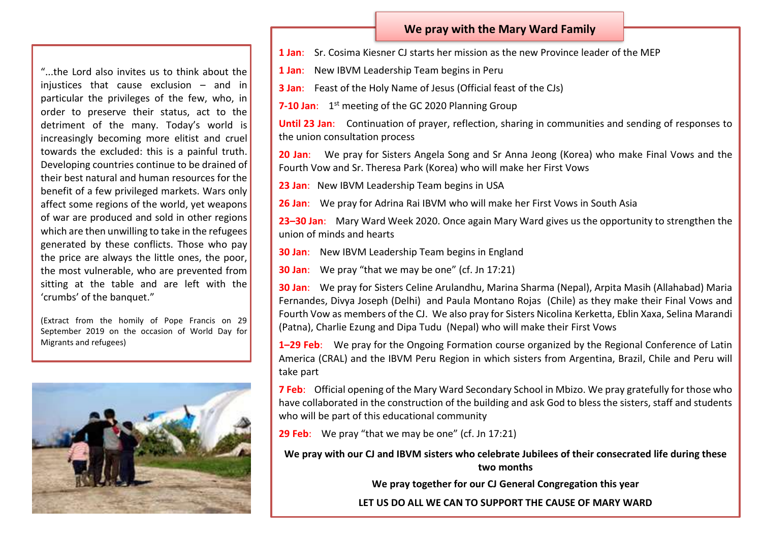"...the Lord also invites us to think about the injustices that cause exclusion – and in particular the privileges of the few, who, in order to preserve their status, act to the detriment of the many. Today's world is increasingly becoming more elitist and cruel towards the excluded: this is a painful truth. Developing countries continue to be drained of their best natural and human resources for the benefit of a few privileged markets. Wars only affect some regions of the world, yet weapons of war are produced and sold in other regions which are then unwilling to take in the refugees generated by these conflicts. Those who pay the price are always the little ones, the poor, the most vulnerable, who are prevented from sitting at the table and are left with the 'crumbs' of the banquet."

(Extract from the homily of Pope Francis on 29 September 2019 on the occasion of World Day for Migrants and refugees)

## We pray with the Mary Ward Family

**1 Jan**: Sr. Cosima Kiesner CJ starts her mission as the new Province leader of the MEP

**1 Jan**: New IBVM Leadership Team begins in Peru

**3 Jan**: Feast of the Holy Name of Jesus (Official feast of the CJs)

**7-10 Jan**: 1st meeting of the GC 2020 Planning Group

**Until 23 Jan**: Continuation of prayer, reflection, sharing in communities and sending of responses to the union consultation process

**20 Jan**: We pray for Sisters Angela Song and Sr Anna Jeong (Korea) who make Final Vows and the Fourth Vow and Sr. Theresa Park (Korea) who will make her First Vows

**23 Jan**: New IBVM Leadership Team begins in USA

**26 Jan**: We pray for Adrina Rai IBVM who will make her First Vows in South Asia

**23–30 Jan**: Mary Ward Week 2020. Once again Mary Ward gives us the opportunity to strengthen the union of minds and hearts

**30 Jan**: New IBVM Leadership Team begins in England

**30 Jan**: We pray "that we may be one" (cf. Jn 17:21)

**30 Jan**: We pray for Sisters Celine Arulandhu, Marina Sharma (Nepal), Arpita Masih (Allahabad) Maria Fernandes, Divya Joseph (Delhi) and Paula Montano Rojas (Chile) as they make their Final Vows and Fourth Vow as members of the CJ. We also pray for Sisters Nicolina Kerketta, Eblin Xaxa, Selina Marandi (Patna), Charlie Ezung and Dipa Tudu (Nepal) who will make their First Vows

**1–29 Feb**: We pray for the Ongoing Formation course organized by the Regional Conference of Latin America (CRAL) and the IBVM Peru Region in which sisters from Argentina, Brazil, Chile and Peru will take part

**7 Feb**: Official opening of the Mary Ward Secondary School in Mbizo. We pray gratefully for those who have collaborated in the construction of the building and ask God to bless the sisters, staff and students who will be part of this educational community

**29 Feb**: We pray "that we may be one" (cf. Jn 17:21)

**We pray with our CJ and IBVM sisters who celebrate Jubilees of their consecrated life during these two months**

**We pray together for our CJ General Congregation this year**

**LET US DO ALL WE CAN TO SUPPORT THE CAUSE OF MARY WARD**